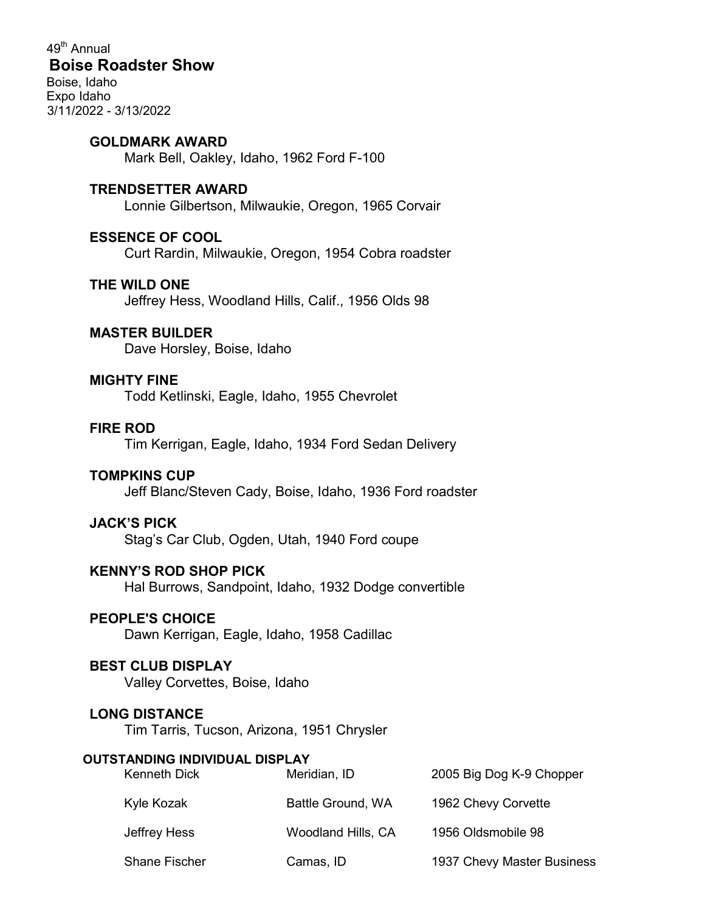49th Annual

# Boise Roadster Show

Boise, Idaho
Expo Idaho
3/11/2022 - 3/13/2022

**GOLDMARK AWARD**
Mark Bell, Oakley, Idaho, 1962 Ford F-100

**TRENDSETTER AWARD**
Lonnie Gilbertson, Milwaukie, Oregon, 1965 Corvair

**ESSENCE OF COOL**
Curt Rardin, Milwaukie, Oregon, 1954 Cobra roadster

**THE WILD ONE**
Jeffrey Hess, Woodland Hills, Calif., 1956 Olds 98

**MASTER BUILDER**
Dave Horsley, Boise, Idaho

**MIGHTY FINE**
Todd Ketlinski, Eagle, Idaho, 1955 Chevrolet

**FIRE ROD**
Tim Kerrigan, Eagle, Idaho, 1934 Ford Sedan Delivery

**TOMPKINS CUP**
Jeff Blanc/Steven Cady, Boise, Idaho, 1936 Ford roadster

**JACK'S PICK**
Stag's Car Club, Ogden, Utah, 1940 Ford coupe

**KENNY'S ROD SHOP PICK**
Hal Burrows, Sandpoint, Idaho, 1932 Dodge convertible

**PEOPLE'S CHOICE**
Dawn Kerrigan, Eagle, Idaho, 1958 Cadillac

**BEST CLUB DISPLAY**
Valley Corvettes, Boise, Idaho

**LONG DISTANCE**
Tim Tarris, Tucson, Arizona, 1951 Chrysler

**OUTSTANDING INDIVIDUAL DISPLAY**

| | | |
|---|---|---|
| Kenneth Dick | Meridian, ID | 2005 Big Dog K-9 Chopper |
| Kyle Kozak | Battle Ground, WA | 1962 Chevy Corvette |
| Jeffrey Hess | Woodland Hills, CA | 1956 Oldsmobile 98 |
| Shane Fischer | Camas, ID | 1937 Chevy Master Business |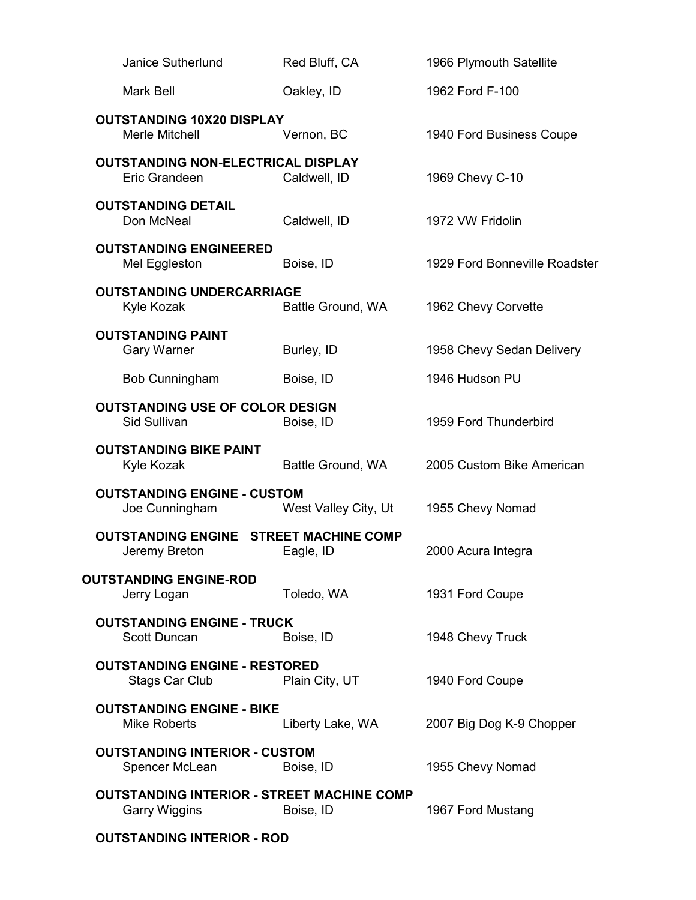| | | |
|---|---|---|
| Janice Sutherlund | Red Bluff, CA | 1966 Plymouth Satellite |
| Mark Bell | Oakley, ID | 1962 Ford F-100 |

**OUTSTANDING 10X20 DISPLAY**

| | | |
|---|---|---|
| Merle Mitchell | Vernon, BC | 1940 Ford Business Coupe |

**OUTSTANDING NON-ELECTRICAL DISPLAY**

| | | |
|---|---|---|
| Eric Grandeen | Caldwell, ID | 1969 Chevy C-10 |

**OUTSTANDING DETAIL**

| | | |
|---|---|---|
| Don McNeal | Caldwell, ID | 1972 VW Fridolin |

**OUTSTANDING ENGINEERED**

| | | |
|---|---|---|
| Mel Eggleston | Boise, ID | 1929 Ford Bonneville Roadster |

**OUTSTANDING UNDERCARRIAGE**

| | | |
|---|---|---|
| Kyle Kozak | Battle Ground, WA | 1962 Chevy Corvette |

**OUTSTANDING PAINT**

| | | |
|---|---|---|
| Gary Warner | Burley, ID | 1958 Chevy Sedan Delivery |
| Bob Cunningham | Boise, ID | 1946 Hudson PU |

**OUTSTANDING USE OF COLOR DESIGN**

| | | |
|---|---|---|
| Sid Sullivan | Boise, ID | 1959 Ford Thunderbird |

**OUTSTANDING BIKE PAINT**

| | | |
|---|---|---|
| Kyle Kozak | Battle Ground, WA | 2005 Custom Bike American |

**OUTSTANDING ENGINE - CUSTOM**

| | | |
|---|---|---|
| Joe Cunningham | West Valley City, Ut | 1955 Chevy Nomad |

**OUTSTANDING ENGINE STREET MACHINE COMP**

| | | |
|---|---|---|
| Jeremy Breton | Eagle, ID | 2000 Acura Integra |

**OUTSTANDING ENGINE-ROD**

| | | |
|---|---|---|
| Jerry Logan | Toledo, WA | 1931 Ford Coupe |

**OUTSTANDING ENGINE - TRUCK**

| | | |
|---|---|---|
| Scott Duncan | Boise, ID | 1948 Chevy Truck |

**OUTSTANDING ENGINE - RESTORED**

| | | |
|---|---|---|
| Stags Car Club | Plain City, UT | 1940 Ford Coupe |

**OUTSTANDING ENGINE - BIKE**

| | | |
|---|---|---|
| Mike Roberts | Liberty Lake, WA | 2007 Big Dog K-9 Chopper |

**OUTSTANDING INTERIOR - CUSTOM**

| | | |
|---|---|---|
| Spencer McLean | Boise, ID | 1955 Chevy Nomad |

**OUTSTANDING INTERIOR - STREET MACHINE COMP**

| | | |
|---|---|---|
| Garry Wiggins | Boise, ID | 1967 Ford Mustang |

**OUTSTANDING INTERIOR - ROD**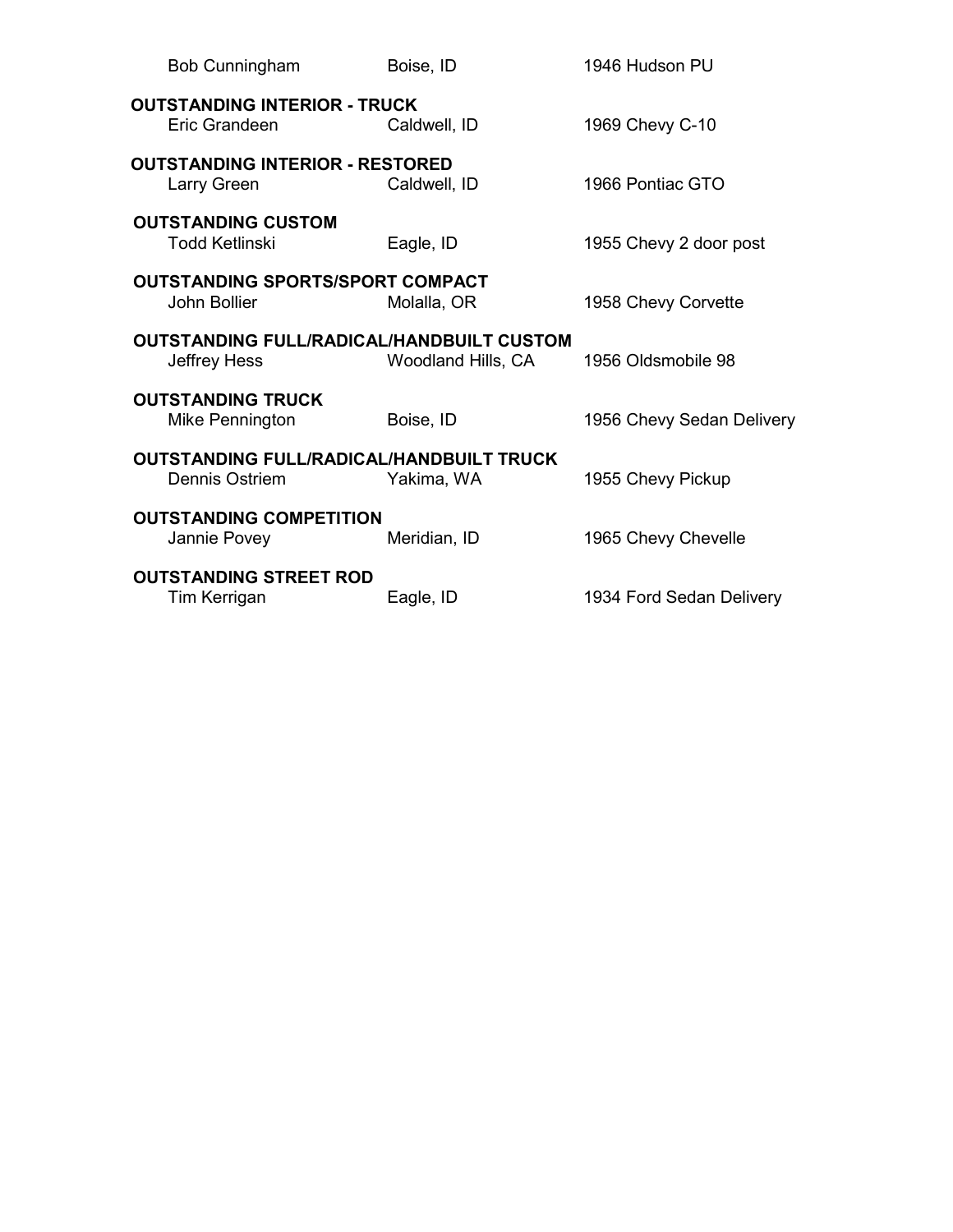Bob Cunningham Boise, ID 1946 Hudson PU

**OUTSTANDING INTERIOR - TRUCK**

Eric Grandeen Caldwell, ID 1969 Chevy C-10

**OUTSTANDING INTERIOR - RESTORED**

Larry Green Caldwell, ID 1966 Pontiac GTO

**OUTSTANDING CUSTOM**

Todd Ketlinski Eagle, ID 1955 Chevy 2 door post

**OUTSTANDING SPORTS/SPORT COMPACT**

John Bollier Molalla, OR 1958 Chevy Corvette

**OUTSTANDING FULL/RADICAL/HANDBUILT CUSTOM**

Jeffrey Hess Woodland Hills, CA 1956 Oldsmobile 98

**OUTSTANDING TRUCK**

Mike Pennington Boise, ID 1956 Chevy Sedan Delivery

**OUTSTANDING FULL/RADICAL/HANDBUILT TRUCK**

Dennis Ostriem Yakima, WA 1955 Chevy Pickup

**OUTSTANDING COMPETITION**

Jannie Povey Meridian, ID 1965 Chevy Chevelle

**OUTSTANDING STREET ROD**

Tim Kerrigan Eagle, ID 1934 Ford Sedan Delivery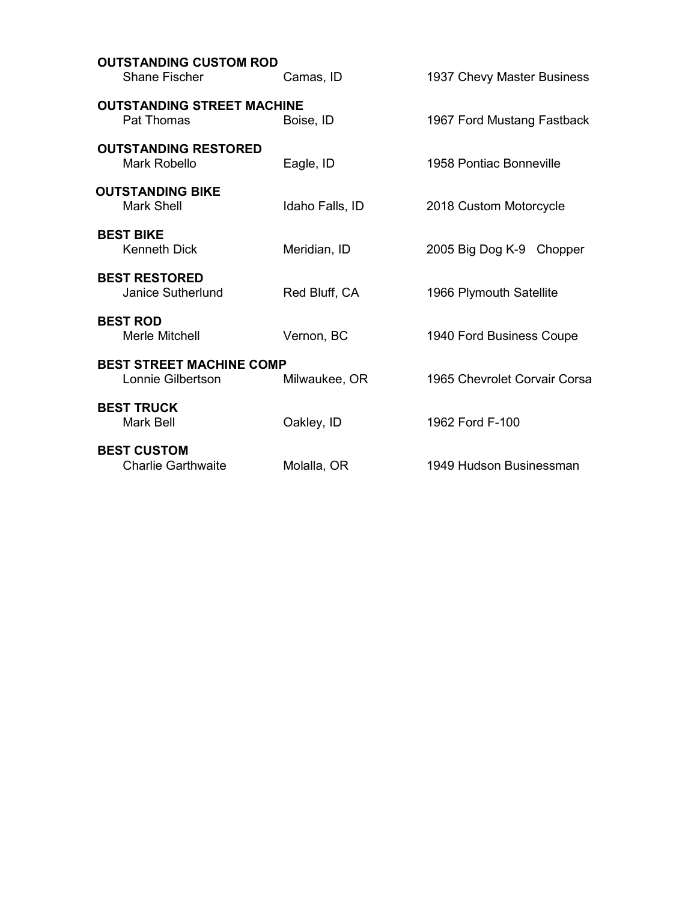**OUTSTANDING CUSTOM ROD**

| | | |
|---|---|---|
| Shane Fischer | Camas, ID | 1937 Chevy Master Business |

**OUTSTANDING STREET MACHINE**

| | | |
|---|---|---|
| Pat Thomas | Boise, ID | 1967 Ford Mustang Fastback |

**OUTSTANDING RESTORED**

| | | |
|---|---|---|
| Mark Robello | Eagle, ID | 1958 Pontiac Bonneville |

**OUTSTANDING BIKE**

| | | |
|---|---|---|
| Mark Shell | Idaho Falls, ID | 2018 Custom Motorcycle |

**BEST BIKE**

| | | |
|---|---|---|
| Kenneth Dick | Meridian, ID | 2005 Big Dog K-9 Chopper |

**BEST RESTORED**

| | | |
|---|---|---|
| Janice Sutherlund | Red Bluff, CA | 1966 Plymouth Satellite |

**BEST ROD**

| | | |
|---|---|---|
| Merle Mitchell | Vernon, BC | 1940 Ford Business Coupe |

**BEST STREET MACHINE COMP**

| | | |
|---|---|---|
| Lonnie Gilbertson | Milwaukee, OR | 1965 Chevrolet Corvair Corsa |

**BEST TRUCK**

| | | |
|---|---|---|
| Mark Bell | Oakley, ID | 1962 Ford F-100 |

**BEST CUSTOM**

| | | |
|---|---|---|
| Charlie Garthwaite | Molalla, OR | 1949 Hudson Businessman |